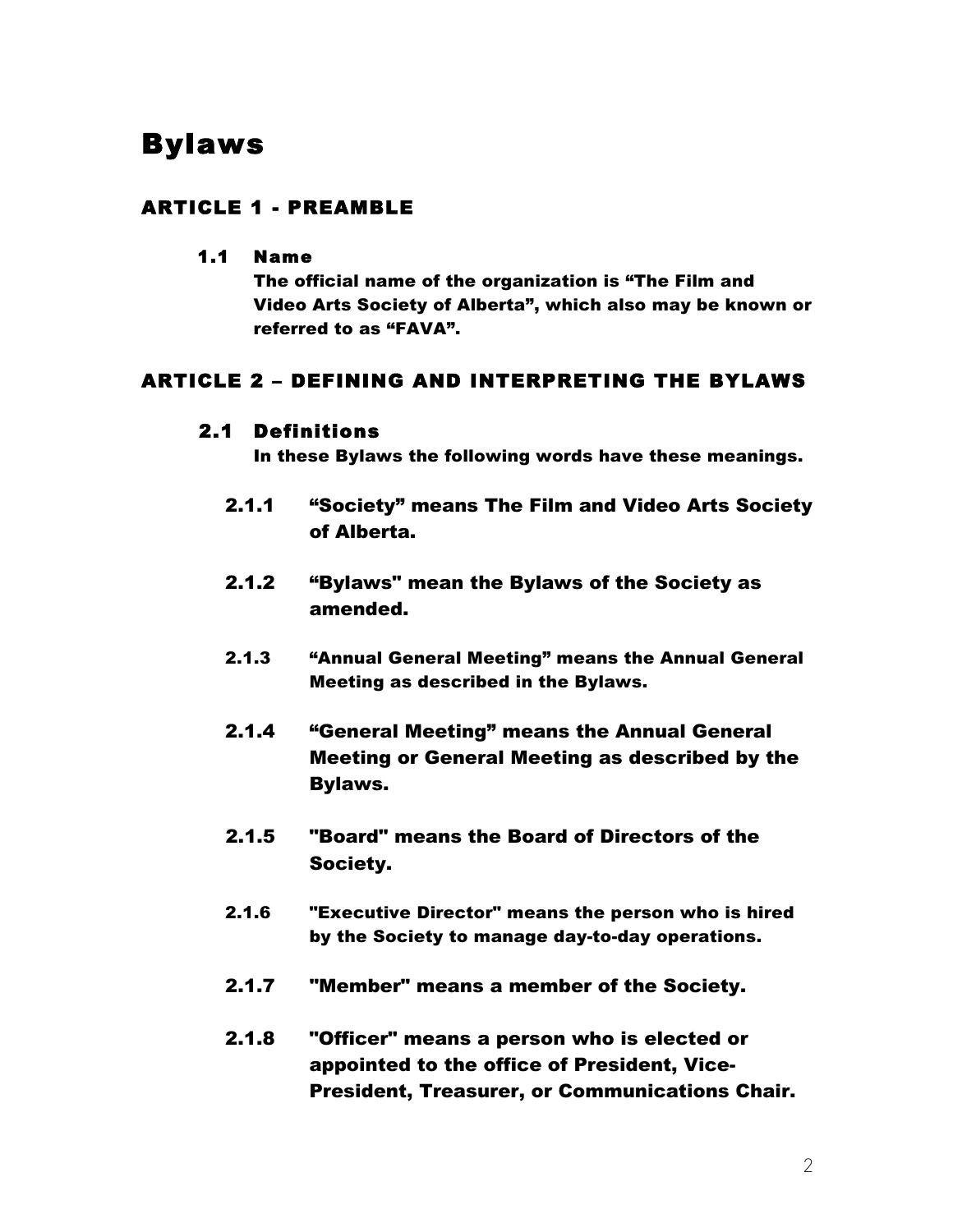# Bylaws

## ARTICLE 1 - PREAMBLE

### 1.1 Name

**The official name of the organization is "The Film and Video Arts Society of Alberta", which also may be known or referred to as "FAVA".**

## ARTICLE 2 – DEFINING AND INTERPRETING THE BYLAWS

### 2.1 Definitions

**In these Bylaws the following words have these meanings.**

**2.1.1** **"Society" means The Film and Video Arts Society of Alberta.**

**2.1.2** **"Bylaws" mean the Bylaws of the Society as amended.**

**2.1.3** **"Annual General Meeting" means the Annual General Meeting as described in the Bylaws.**

**2.1.4** **"General Meeting" means the Annual General Meeting or General Meeting as described by the Bylaws.**

**2.1.5** **"Board" means the Board of Directors of the Society.**

**2.1.6** **"Executive Director" means the person who is hired by the Society to manage day-to-day operations.**

**2.1.7** **"Member" means a member of the Society.**

**2.1.8** **"Officer" means a person who is elected or appointed to the office of President, Vice-President, Treasurer, or Communications Chair.**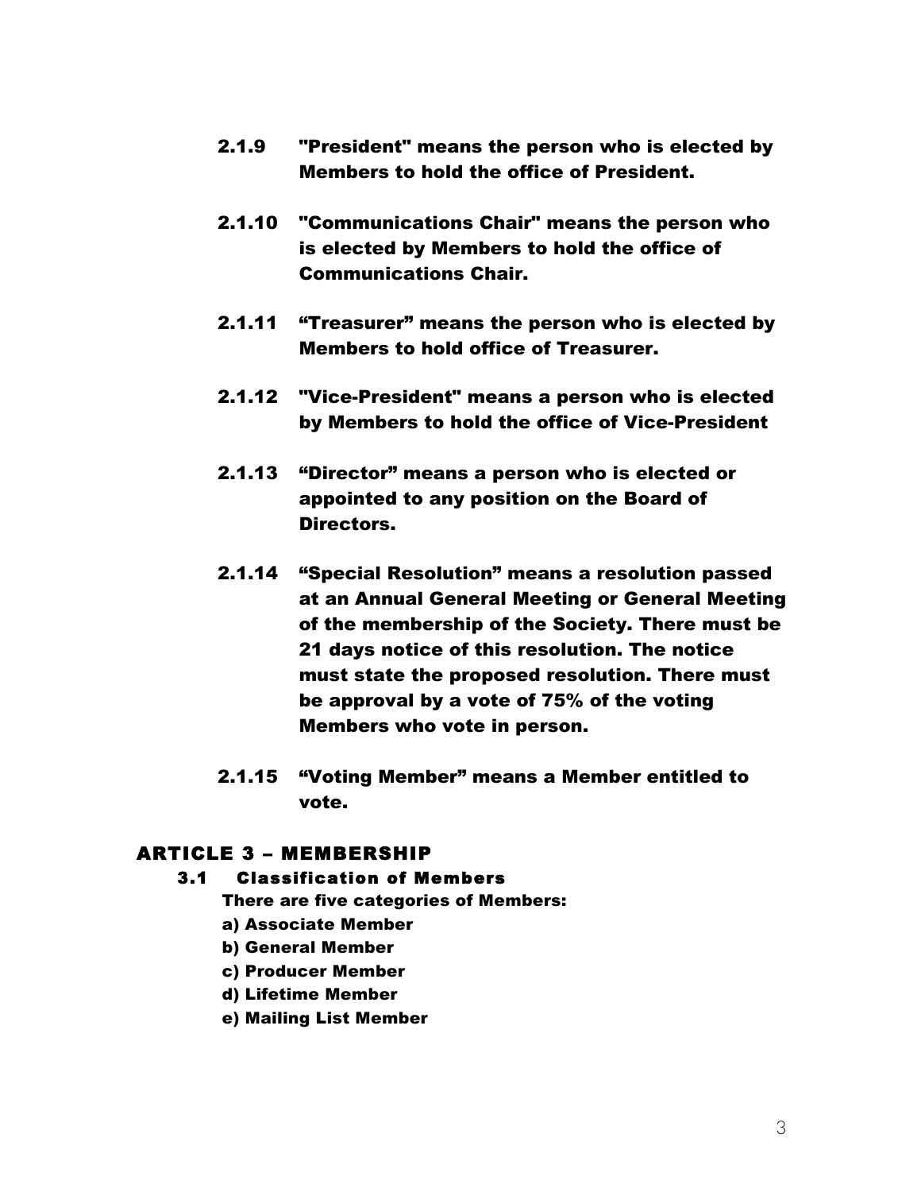**2.1.9 "President" means the person who is elected by Members to hold the office of President.**

**2.1.10 "Communications Chair" means the person who is elected by Members to hold the office of Communications Chair.**

**2.1.11 "Treasurer" means the person who is elected by Members to hold office of Treasurer.**

**2.1.12 "Vice-President" means a person who is elected by Members to hold the office of Vice-President**

**2.1.13 "Director" means a person who is elected or appointed to any position on the Board of Directors.**

**2.1.14 "Special Resolution" means a resolution passed at an Annual General Meeting or General Meeting of the membership of the Society. There must be 21 days notice of this resolution. The notice must state the proposed resolution. There must be approval by a vote of 75% of the voting Members who vote in person.**

**2.1.15 "Voting Member" means a Member entitled to vote.**

## ARTICLE 3 – MEMBERSHIP

### 3.1 Classification of Members

**There are five categories of Members:**

**a) Associate Member**
**b) General Member**
**c) Producer Member**
**d) Lifetime Member**
**e) Mailing List Member**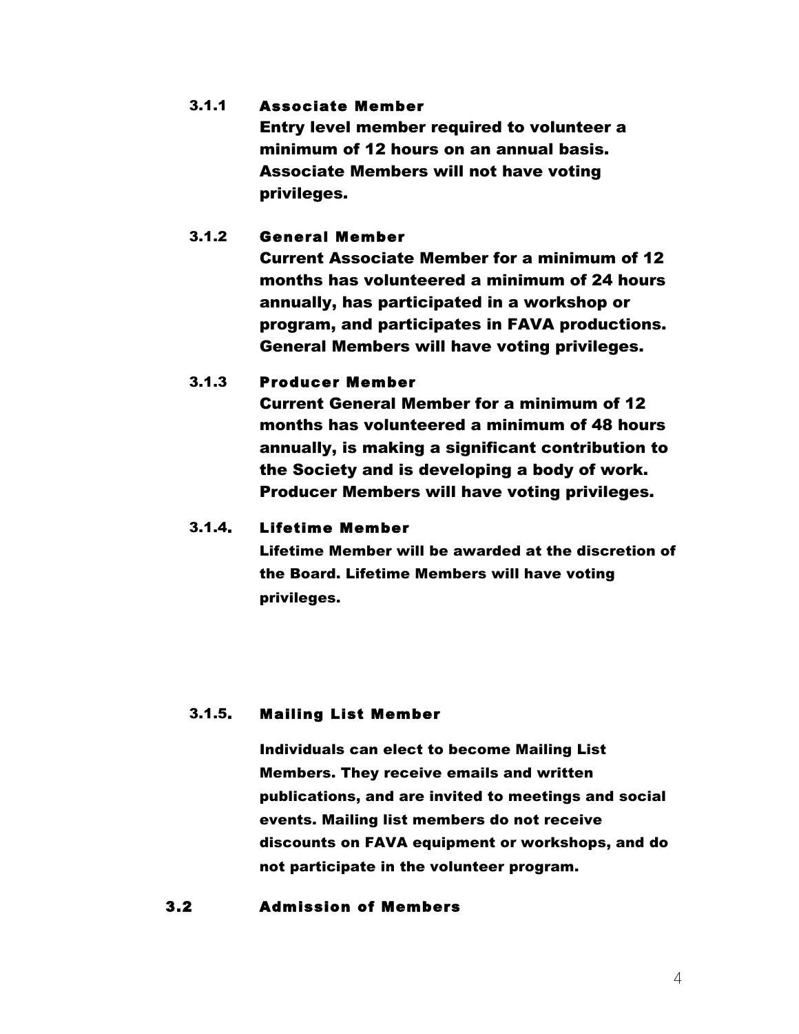#### 3.1.1 Associate Member

Entry level member required to volunteer a minimum of 12 hours on an annual basis. Associate Members will not have voting privileges.

#### 3.1.2 General Member

Current Associate Member for a minimum of 12 months has volunteered a minimum of 24 hours annually, has participated in a workshop or program, and participates in FAVA productions. General Members will have voting privileges.

#### 3.1.3 Producer Member

Current General Member for a minimum of 12 months has volunteered a minimum of 48 hours annually, is making a significant contribution to the Society and is developing a body of work. Producer Members will have voting privileges.

#### 3.1.4. Lifetime Member

Lifetime Member will be awarded at the discretion of the Board. Lifetime Members will have voting privileges.

#### 3.1.5. Mailing List Member

Individuals can elect to become Mailing List Members. They receive emails and written publications, and are invited to meetings and social events. Mailing list members do not receive discounts on FAVA equipment or workshops, and do not participate in the volunteer program.

### 3.2 Admission of Members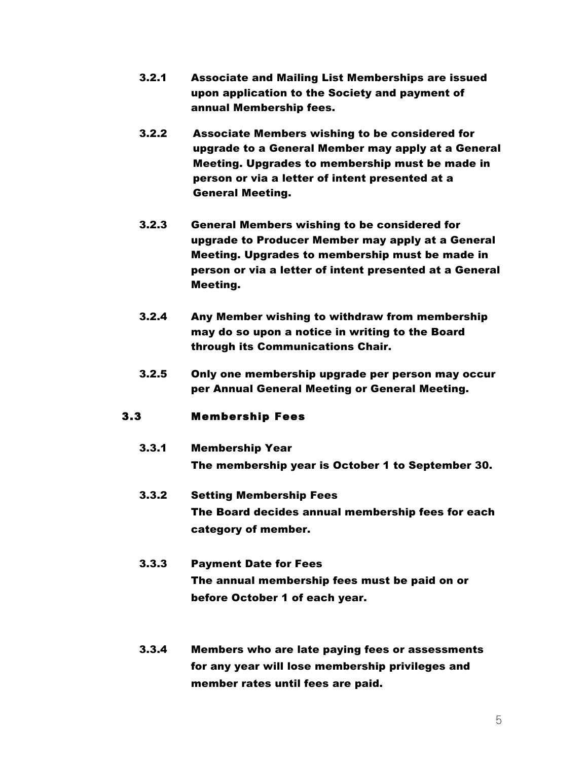**3.2.1** **Associate and Mailing List Memberships are issued upon application to the Society and payment of annual Membership fees.**

**3.2.2** **Associate Members wishing to be considered for upgrade to a General Member may apply at a General Meeting. Upgrades to membership must be made in person or via a letter of intent presented at a General Meeting.**

**3.2.3** **General Members wishing to be considered for upgrade to Producer Member may apply at a General Meeting. Upgrades to membership must be made in person or via a letter of intent presented at a General Meeting.**

**3.2.4** **Any Member wishing to withdraw from membership may do so upon a notice in writing to the Board through its Communications Chair.**

**3.2.5** **Only one membership upgrade per person may occur per Annual General Meeting or General Meeting.**

### 3.3 Membership Fees

**3.3.1** **Membership Year**
**The membership year is October 1 to September 30.**

**3.3.2** **Setting Membership Fees**
**The Board decides annual membership fees for each category of member.**

**3.3.3** **Payment Date for Fees**
**The annual membership fees must be paid on or before October 1 of each year.**

**3.3.4** **Members who are late paying fees or assessments for any year will lose membership privileges and member rates until fees are paid.**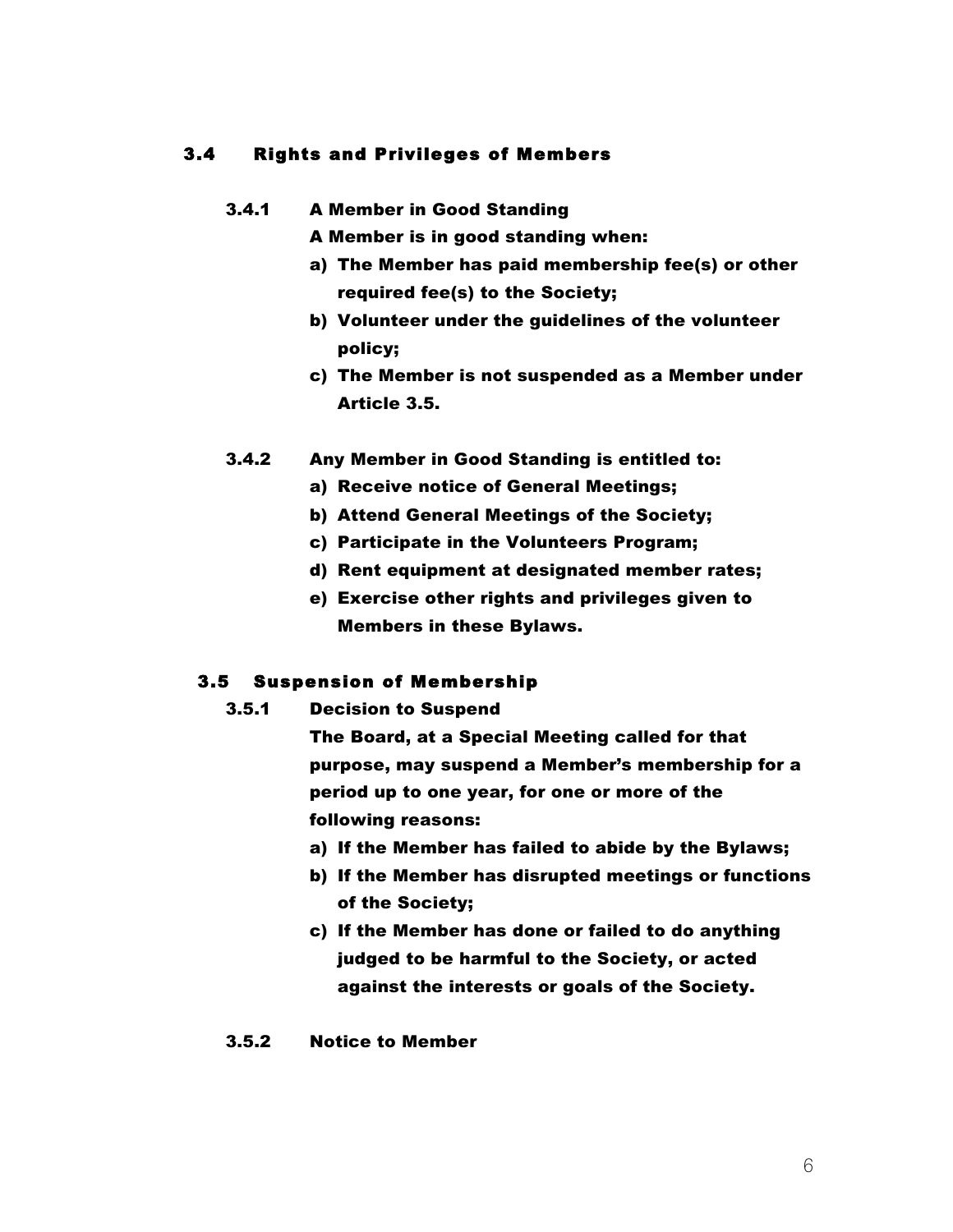## 3.4 Rights and Privileges of Members

### 3.4.1 A Member in Good Standing

A Member is in good standing when:

a) The Member has paid membership fee(s) or other required fee(s) to the Society;

b) Volunteer under the guidelines of the volunteer policy;

c) The Member is not suspended as a Member under Article 3.5.

### 3.4.2 Any Member in Good Standing is entitled to:

a) Receive notice of General Meetings;

b) Attend General Meetings of the Society;

c) Participate in the Volunteers Program;

d) Rent equipment at designated member rates;

e) Exercise other rights and privileges given to Members in these Bylaws.

## 3.5 Suspension of Membership

### 3.5.1 Decision to Suspend

The Board, at a Special Meeting called for that purpose, may suspend a Member's membership for a period up to one year, for one or more of the following reasons:

a) If the Member has failed to abide by the Bylaws;

b) If the Member has disrupted meetings or functions of the Society;

c) If the Member has done or failed to do anything judged to be harmful to the Society, or acted against the interests or goals of the Society.

### 3.5.2 Notice to Member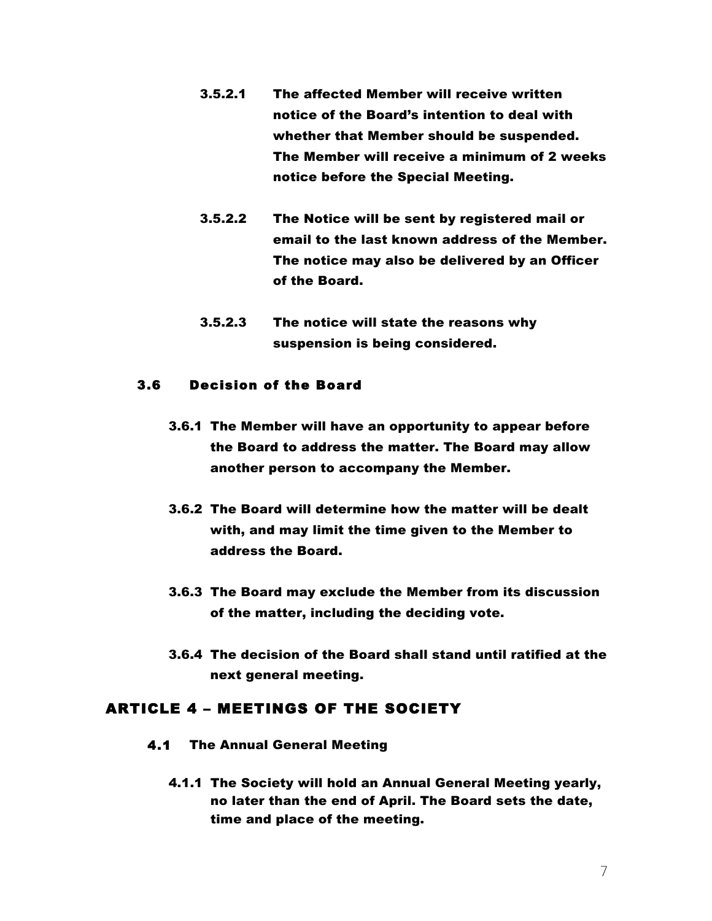**3.5.2.1 The affected Member will receive written notice of the Board's intention to deal with whether that Member should be suspended. The Member will receive a minimum of 2 weeks notice before the Special Meeting.**

**3.5.2.2 The Notice will be sent by registered mail or email to the last known address of the Member. The notice may also be delivered by an Officer of the Board.**

**3.5.2.3 The notice will state the reasons why suspension is being considered.**

### 3.6 Decision of the Board

**3.6.1 The Member will have an opportunity to appear before the Board to address the matter. The Board may allow another person to accompany the Member.**

**3.6.2 The Board will determine how the matter will be dealt with, and may limit the time given to the Member to address the Board.**

**3.6.3 The Board may exclude the Member from its discussion of the matter, including the deciding vote.**

**3.6.4 The decision of the Board shall stand until ratified at the next general meeting.**

## ARTICLE 4 – MEETINGS OF THE SOCIETY

### 4.1 The Annual General Meeting

**4.1.1 The Society will hold an Annual General Meeting yearly, no later than the end of April. The Board sets the date, time and place of the meeting.**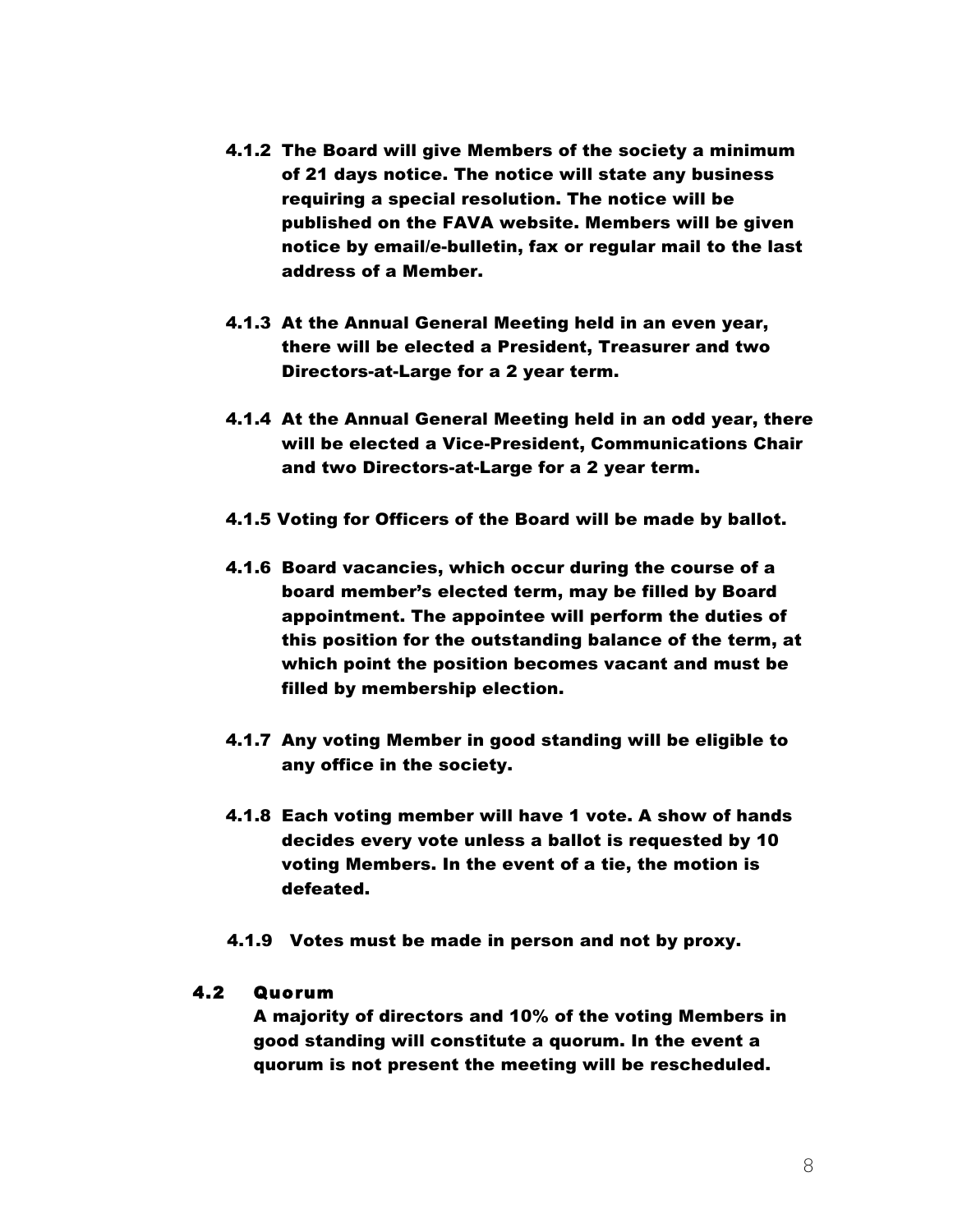**4.1.2 The Board will give Members of the society a minimum of 21 days notice. The notice will state any business requiring a special resolution. The notice will be published on the FAVA website. Members will be given notice by email/e-bulletin, fax or regular mail to the last address of a Member.**

**4.1.3 At the Annual General Meeting held in an even year, there will be elected a President, Treasurer and two Directors-at-Large for a 2 year term.**

**4.1.4 At the Annual General Meeting held in an odd year, there will be elected a Vice-President, Communications Chair and two Directors-at-Large for a 2 year term.**

**4.1.5 Voting for Officers of the Board will be made by ballot.**

**4.1.6 Board vacancies, which occur during the course of a board member's elected term, may be filled by Board appointment. The appointee will perform the duties of this position for the outstanding balance of the term, at which point the position becomes vacant and must be filled by membership election.**

**4.1.7 Any voting Member in good standing will be eligible to any office in the society.**

**4.1.8 Each voting member will have 1 vote. A show of hands decides every vote unless a ballot is requested by 10 voting Members. In the event of a tie, the motion is defeated.**

**4.1.9 Votes must be made in person and not by proxy.**

## 4.2 Quorum

**A majority of directors and 10% of the voting Members in good standing will constitute a quorum. In the event a quorum is not present the meeting will be rescheduled.**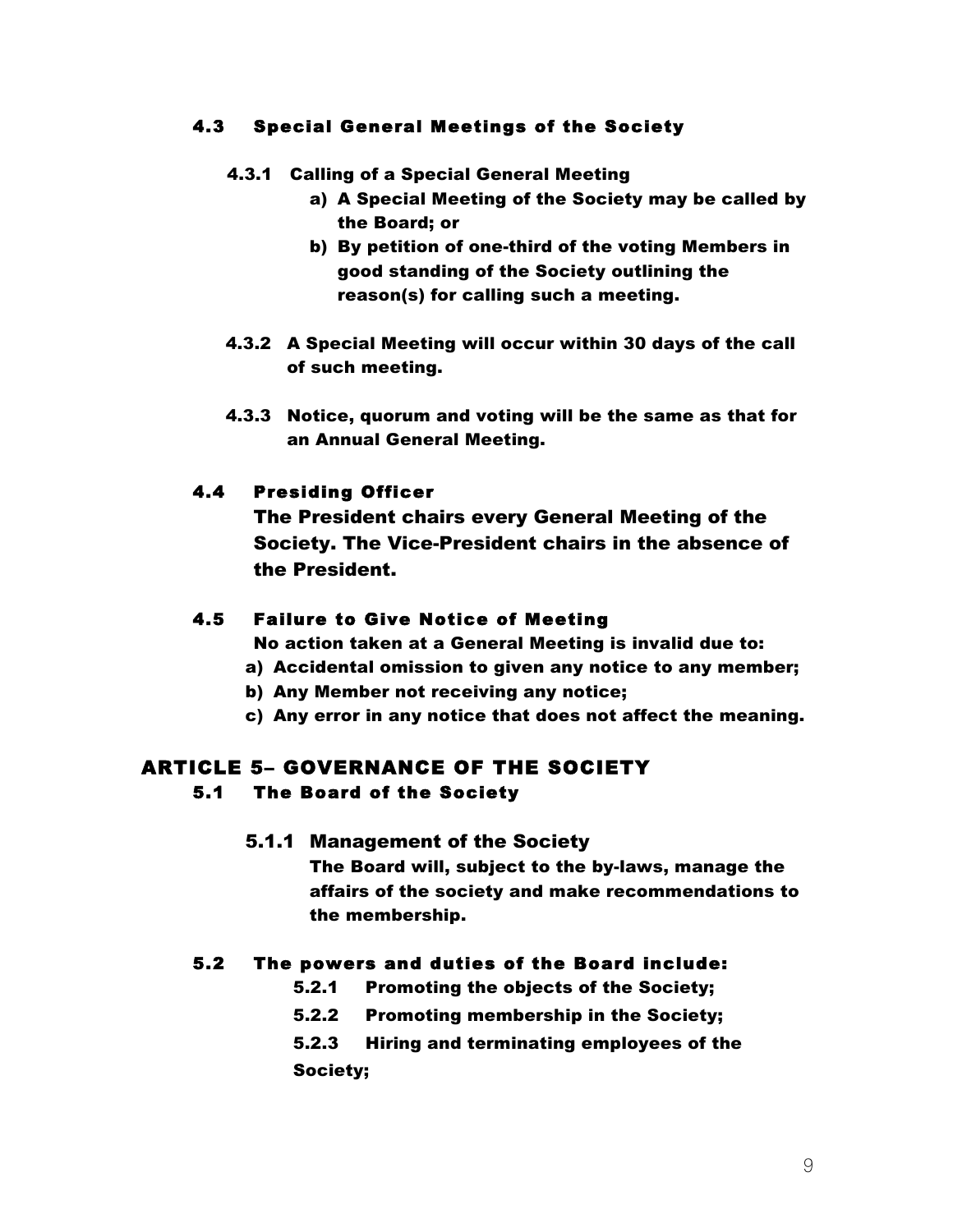### 4.3 Special General Meetings of the Society

#### 4.3.1 Calling of a Special General Meeting

a) A Special Meeting of the Society may be called by the Board; or

b) By petition of one-third of the voting Members in good standing of the Society outlining the reason(s) for calling such a meeting.

**4.3.2** A Special Meeting will occur within 30 days of the call of such meeting.

**4.3.3** Notice, quorum and voting will be the same as that for an Annual General Meeting.

### 4.4 Presiding Officer

The President chairs every General Meeting of the Society. The Vice-President chairs in the absence of the President.

### 4.5 Failure to Give Notice of Meeting

No action taken at a General Meeting is invalid due to:

a) Accidental omission to given any notice to any member;

b) Any Member not receiving any notice;

c) Any error in any notice that does not affect the meaning.

## ARTICLE 5– GOVERNANCE OF THE SOCIETY

### 5.1 The Board of the Society

#### 5.1.1 Management of the Society

The Board will, subject to the by-laws, manage the affairs of the society and make recommendations to the membership.

### 5.2 The powers and duties of the Board include:

**5.2.1** Promoting the objects of the Society;

**5.2.2** Promoting membership in the Society;

**5.2.3** Hiring and terminating employees of the Society;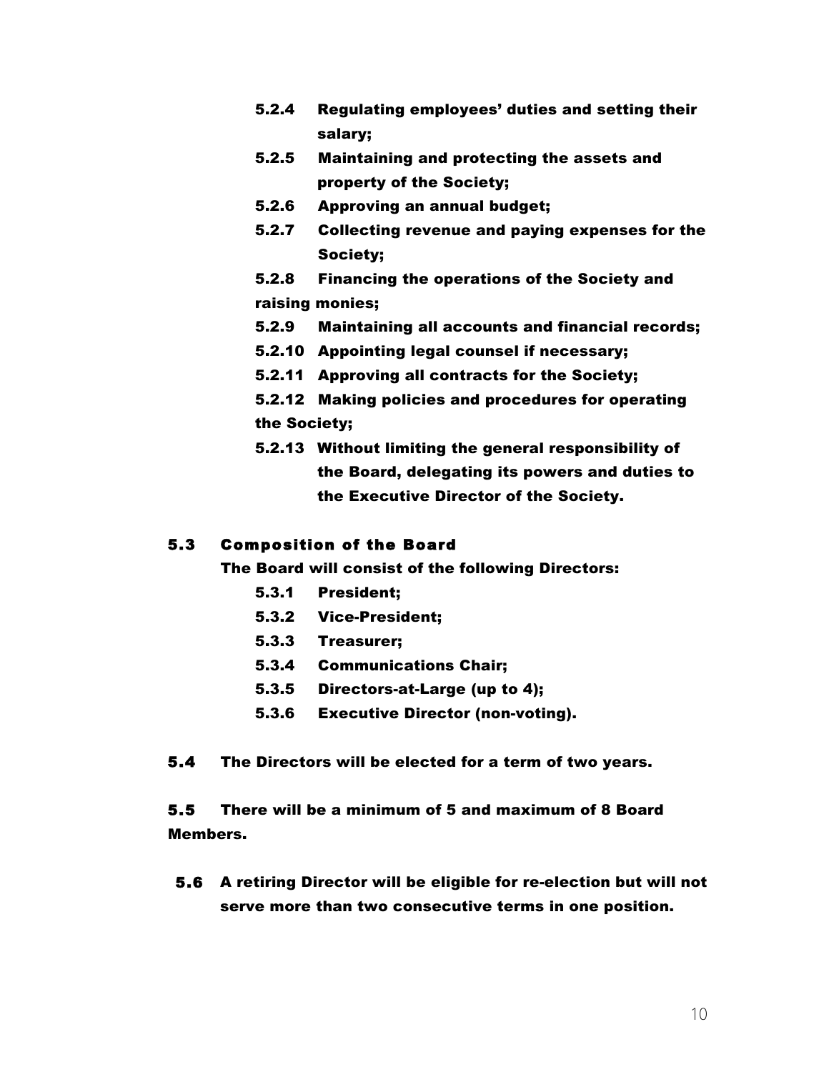5.2.4 Regulating employees' duties and setting their salary;

5.2.5 Maintaining and protecting the assets and property of the Society;

5.2.6 Approving an annual budget;

5.2.7 Collecting revenue and paying expenses for the Society;

5.2.8 Financing the operations of the Society and raising monies;

5.2.9 Maintaining all accounts and financial records;

5.2.10 Appointing legal counsel if necessary;

5.2.11 Approving all contracts for the Society;

5.2.12 Making policies and procedures for operating the Society;

5.2.13 Without limiting the general responsibility of the Board, delegating its powers and duties to the Executive Director of the Society.

## 5.3 Composition of the Board

**The Board will consist of the following Directors:**

5.3.1 President;

5.3.2 Vice-President;

5.3.3 Treasurer;

5.3.4 Communications Chair;

5.3.5 Directors-at-Large (up to 4);

5.3.6 Executive Director (non-voting).

**5.4** The Directors will be elected for a term of two years.

**5.5** There will be a minimum of 5 and maximum of 8 Board Members.

**5.6** A retiring Director will be eligible for re-election but will not serve more than two consecutive terms in one position.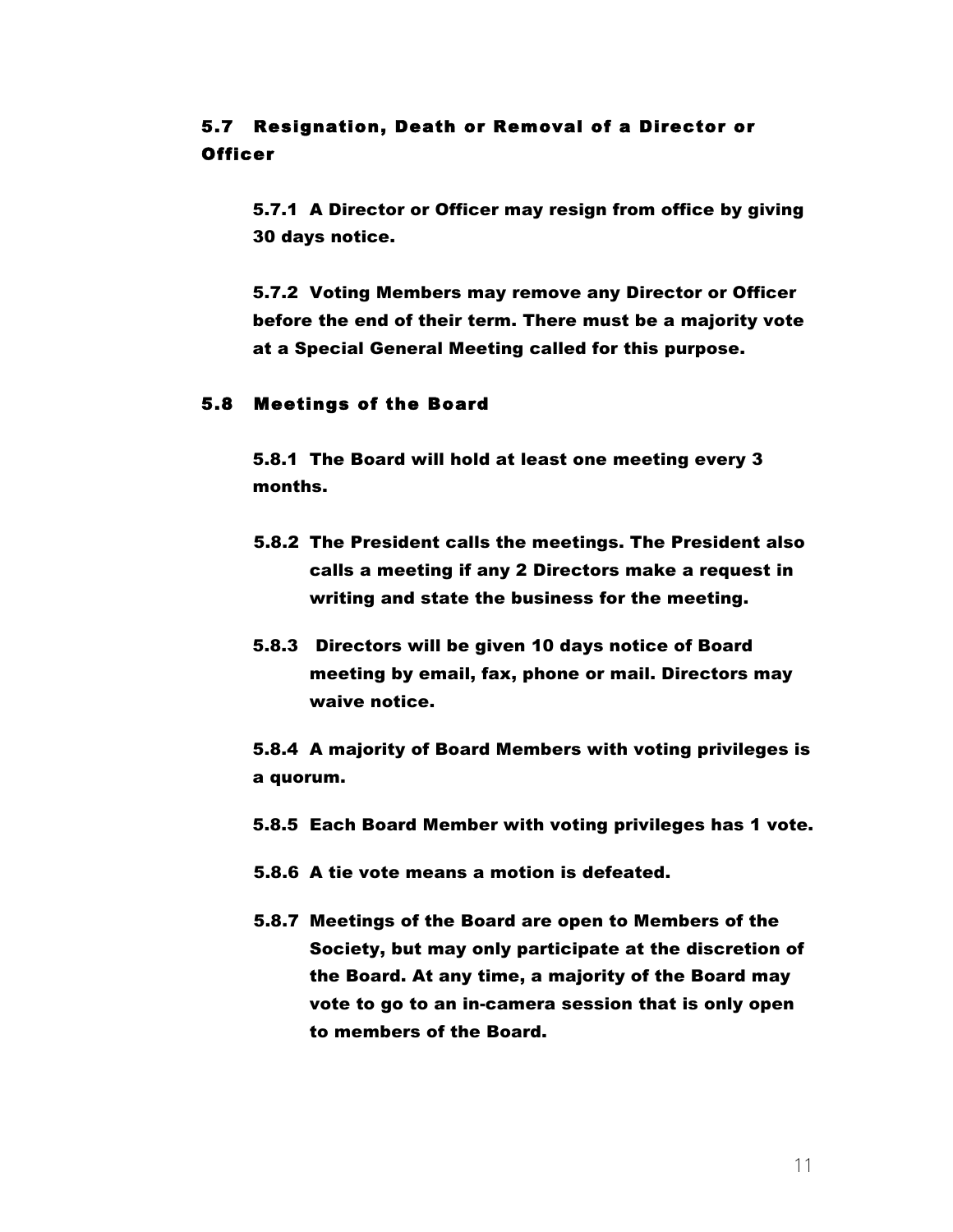## 5.7 Resignation, Death or Removal of a Director or Officer

**5.7.1 A Director or Officer may resign from office by giving 30 days notice.**

**5.7.2 Voting Members may remove any Director or Officer before the end of their term. There must be a majority vote at a Special General Meeting called for this purpose.**

## 5.8 Meetings of the Board

**5.8.1 The Board will hold at least one meeting every 3 months.**

**5.8.2 The President calls the meetings. The President also calls a meeting if any 2 Directors make a request in writing and state the business for the meeting.**

**5.8.3 Directors will be given 10 days notice of Board meeting by email, fax, phone or mail. Directors may waive notice.**

**5.8.4 A majority of Board Members with voting privileges is a quorum.**

**5.8.5 Each Board Member with voting privileges has 1 vote.**

**5.8.6 A tie vote means a motion is defeated.**

**5.8.7 Meetings of the Board are open to Members of the Society, but may only participate at the discretion of the Board. At any time, a majority of the Board may vote to go to an in-camera session that is only open to members of the Board.**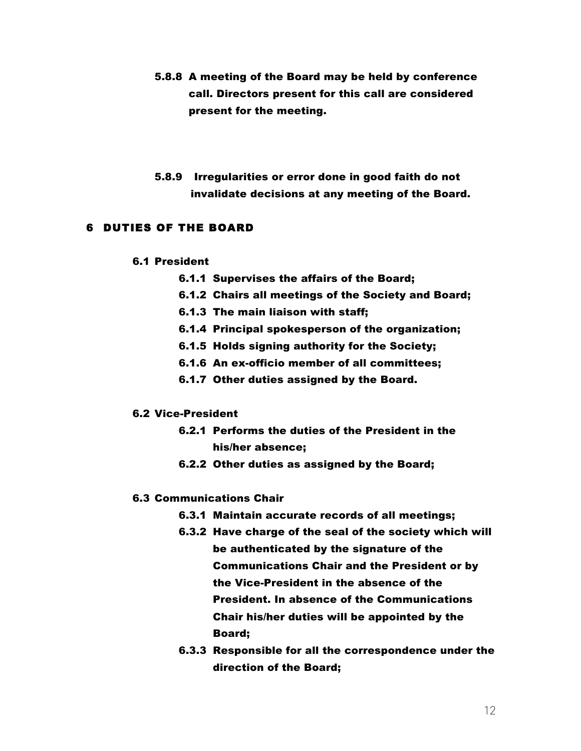5.8.8 A meeting of the Board may be held by conference call. Directors present for this call are considered present for the meeting.

5.8.9 Irregularities or error done in good faith do not invalidate decisions at any meeting of the Board.

# 6 DUTIES OF THE BOARD

## 6.1 President

6.1.1 Supervises the affairs of the Board;

6.1.2 Chairs all meetings of the Society and Board;

6.1.3 The main liaison with staff;

6.1.4 Principal spokesperson of the organization;

6.1.5 Holds signing authority for the Society;

6.1.6 An ex-officio member of all committees;

6.1.7 Other duties assigned by the Board.

## 6.2 Vice-President

6.2.1 Performs the duties of the President in the his/her absence;

6.2.2 Other duties as assigned by the Board;

## 6.3 Communications Chair

6.3.1 Maintain accurate records of all meetings;

6.3.2 Have charge of the seal of the society which will be authenticated by the signature of the Communications Chair and the President or by the Vice-President in the absence of the President. In absence of the Communications Chair his/her duties will be appointed by the Board;

6.3.3 Responsible for all the correspondence under the direction of the Board;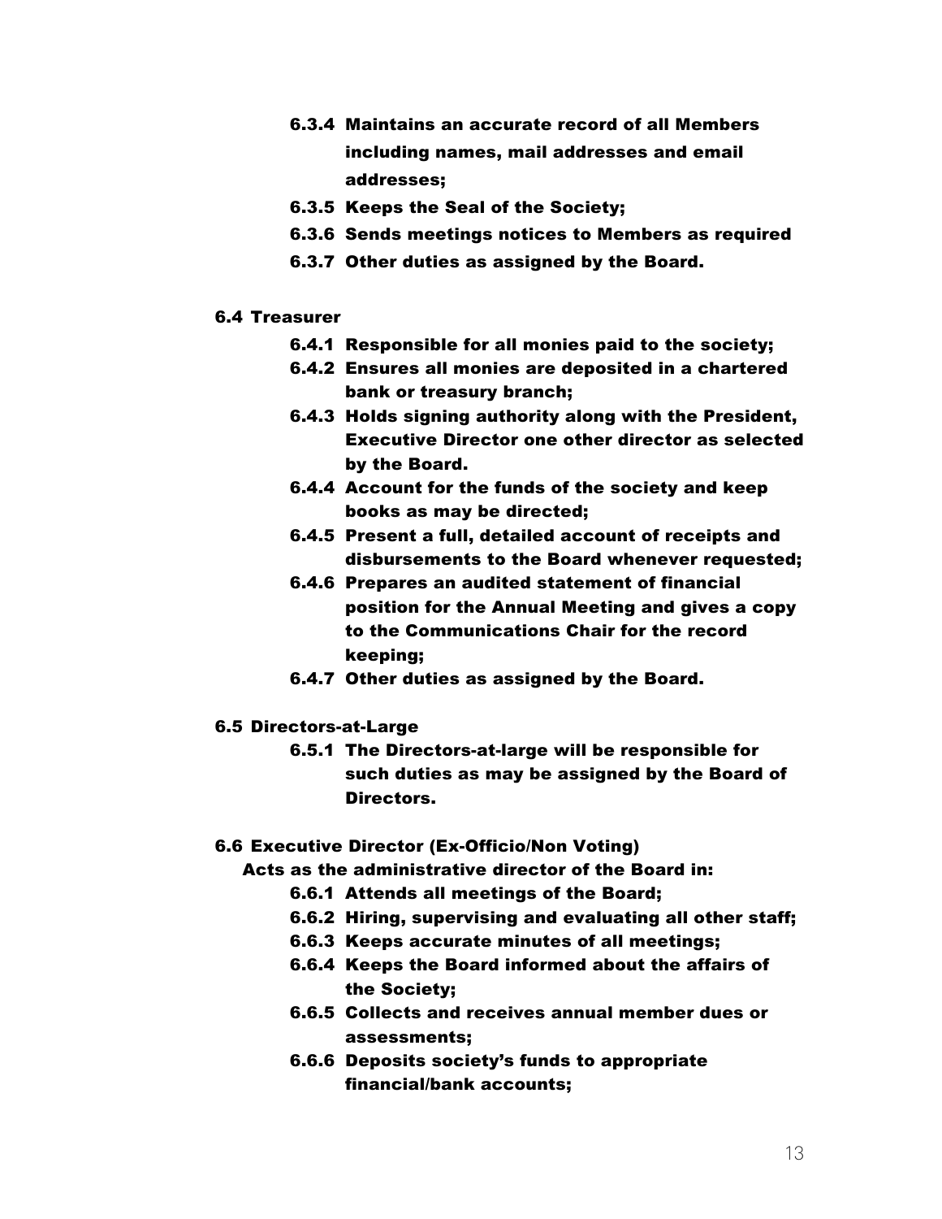6.3.4 Maintains an accurate record of all Members including names, mail addresses and email addresses;

6.3.5 Keeps the Seal of the Society;

6.3.6 Sends meetings notices to Members as required

6.3.7 Other duties as assigned by the Board.

**6.4 Treasurer**

6.4.1 Responsible for all monies paid to the society;

6.4.2 Ensures all monies are deposited in a chartered bank or treasury branch;

6.4.3 Holds signing authority along with the President, Executive Director one other director as selected by the Board.

6.4.4 Account for the funds of the society and keep books as may be directed;

6.4.5 Present a full, detailed account of receipts and disbursements to the Board whenever requested;

6.4.6 Prepares an audited statement of financial position for the Annual Meeting and gives a copy to the Communications Chair for the record keeping;

6.4.7 Other duties as assigned by the Board.

**6.5 Directors-at-Large**

6.5.1 The Directors-at-large will be responsible for such duties as may be assigned by the Board of Directors.

**6.6 Executive Director (Ex-Officio/Non Voting)**

Acts as the administrative director of the Board in:

6.6.1 Attends all meetings of the Board;

6.6.2 Hiring, supervising and evaluating all other staff;

6.6.3 Keeps accurate minutes of all meetings;

6.6.4 Keeps the Board informed about the affairs of the Society;

6.6.5 Collects and receives annual member dues or assessments;

6.6.6 Deposits society's funds to appropriate financial/bank accounts;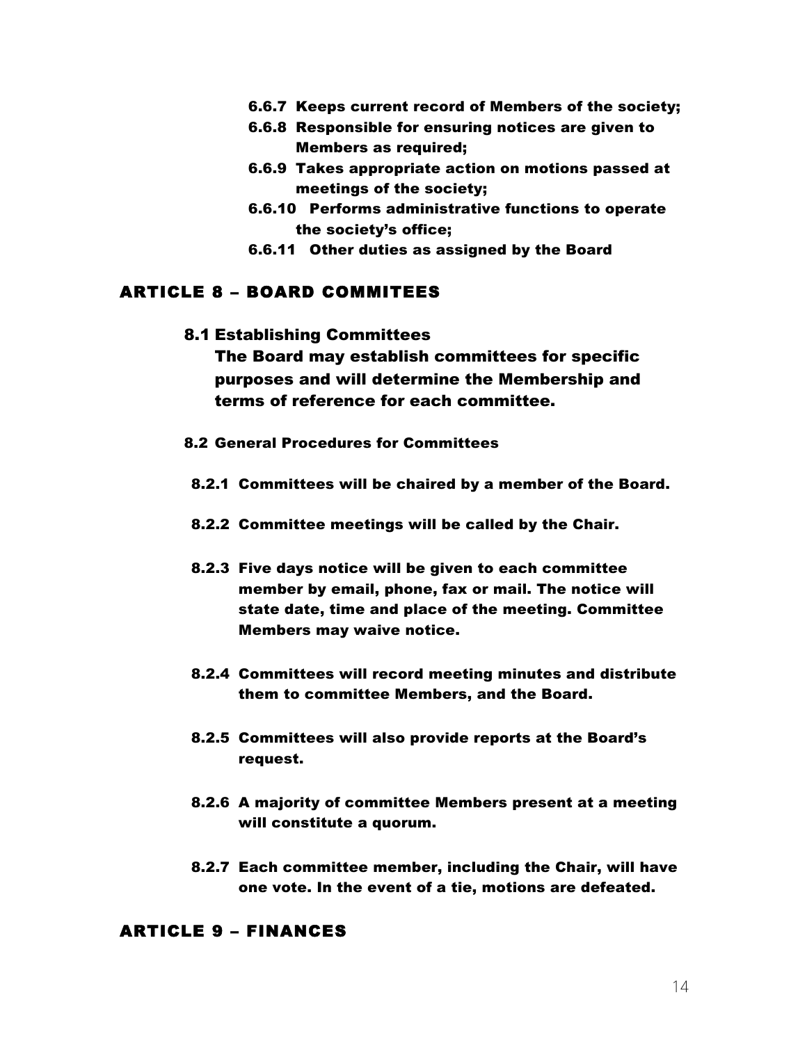6.6.7 Keeps current record of Members of the society;

6.6.8 Responsible for ensuring notices are given to Members as required;

6.6.9 Takes appropriate action on motions passed at meetings of the society;

6.6.10 Performs administrative functions to operate the society's office;

6.6.11 Other duties as assigned by the Board

## ARTICLE 8 – BOARD COMMITEES

### 8.1 Establishing Committees

The Board may establish committees for specific purposes and will determine the Membership and terms of reference for each committee.

### 8.2 General Procedures for Committees

8.2.1 Committees will be chaired by a member of the Board.

8.2.2 Committee meetings will be called by the Chair.

8.2.3 Five days notice will be given to each committee member by email, phone, fax or mail. The notice will state date, time and place of the meeting. Committee Members may waive notice.

8.2.4 Committees will record meeting minutes and distribute them to committee Members, and the Board.

8.2.5 Committees will also provide reports at the Board's request.

8.2.6 A majority of committee Members present at a meeting will constitute a quorum.

8.2.7 Each committee member, including the Chair, will have one vote. In the event of a tie, motions are defeated.

## ARTICLE 9 – FINANCES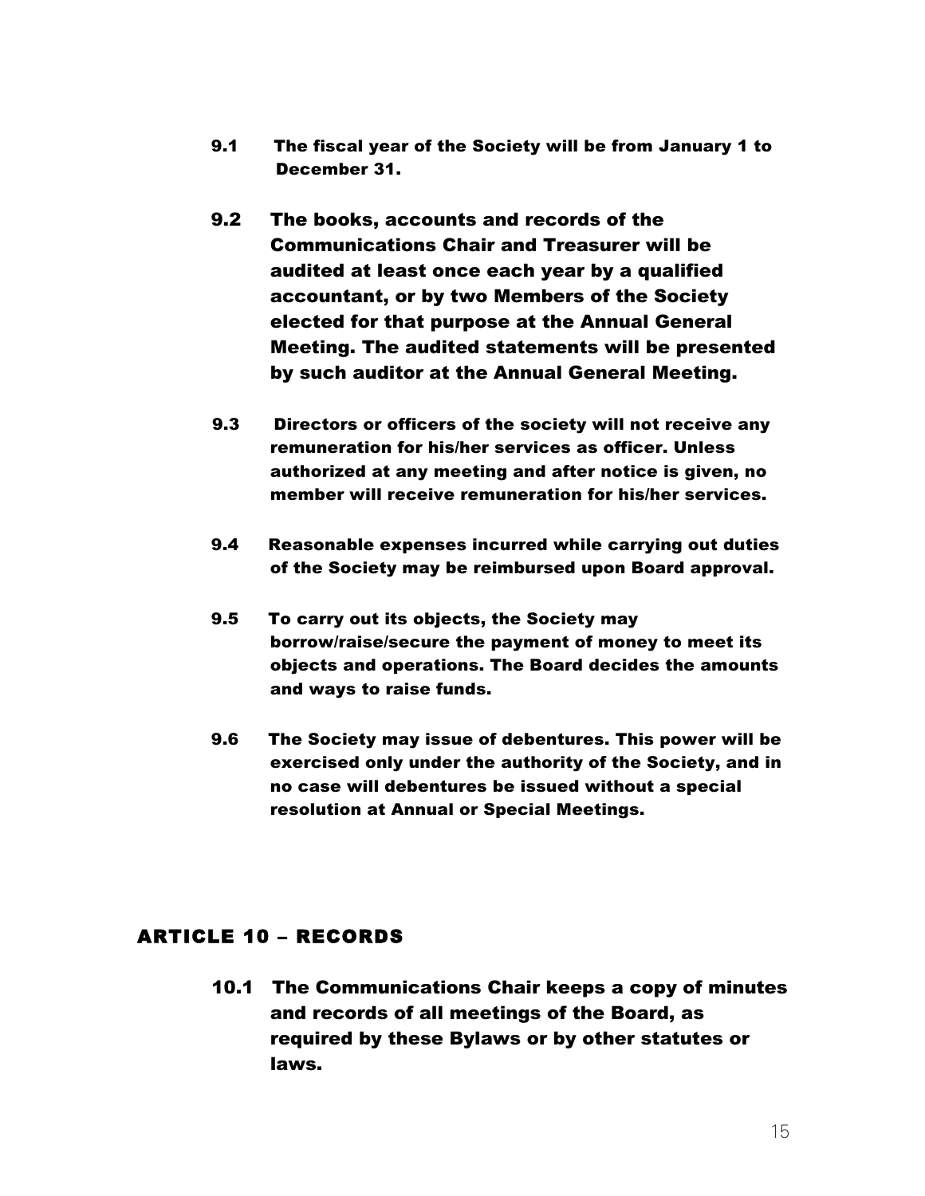**9.1 The fiscal year of the Society will be from January 1 to December 31.**

**9.2 The books, accounts and records of the Communications Chair and Treasurer will be audited at least once each year by a qualified accountant, or by two Members of the Society elected for that purpose at the Annual General Meeting. The audited statements will be presented by such auditor at the Annual General Meeting.**

**9.3 Directors or officers of the society will not receive any remuneration for his/her services as officer. Unless authorized at any meeting and after notice is given, no member will receive remuneration for his/her services.**

**9.4 Reasonable expenses incurred while carrying out duties of the Society may be reimbursed upon Board approval.**

**9.5 To carry out its objects, the Society may borrow/raise/secure the payment of money to meet its objects and operations. The Board decides the amounts and ways to raise funds.**

**9.6 The Society may issue of debentures. This power will be exercised only under the authority of the Society, and in no case will debentures be issued without a special resolution at Annual or Special Meetings.**

## ARTICLE 10 – RECORDS

**10.1 The Communications Chair keeps a copy of minutes and records of all meetings of the Board, as required by these Bylaws or by other statutes or laws.**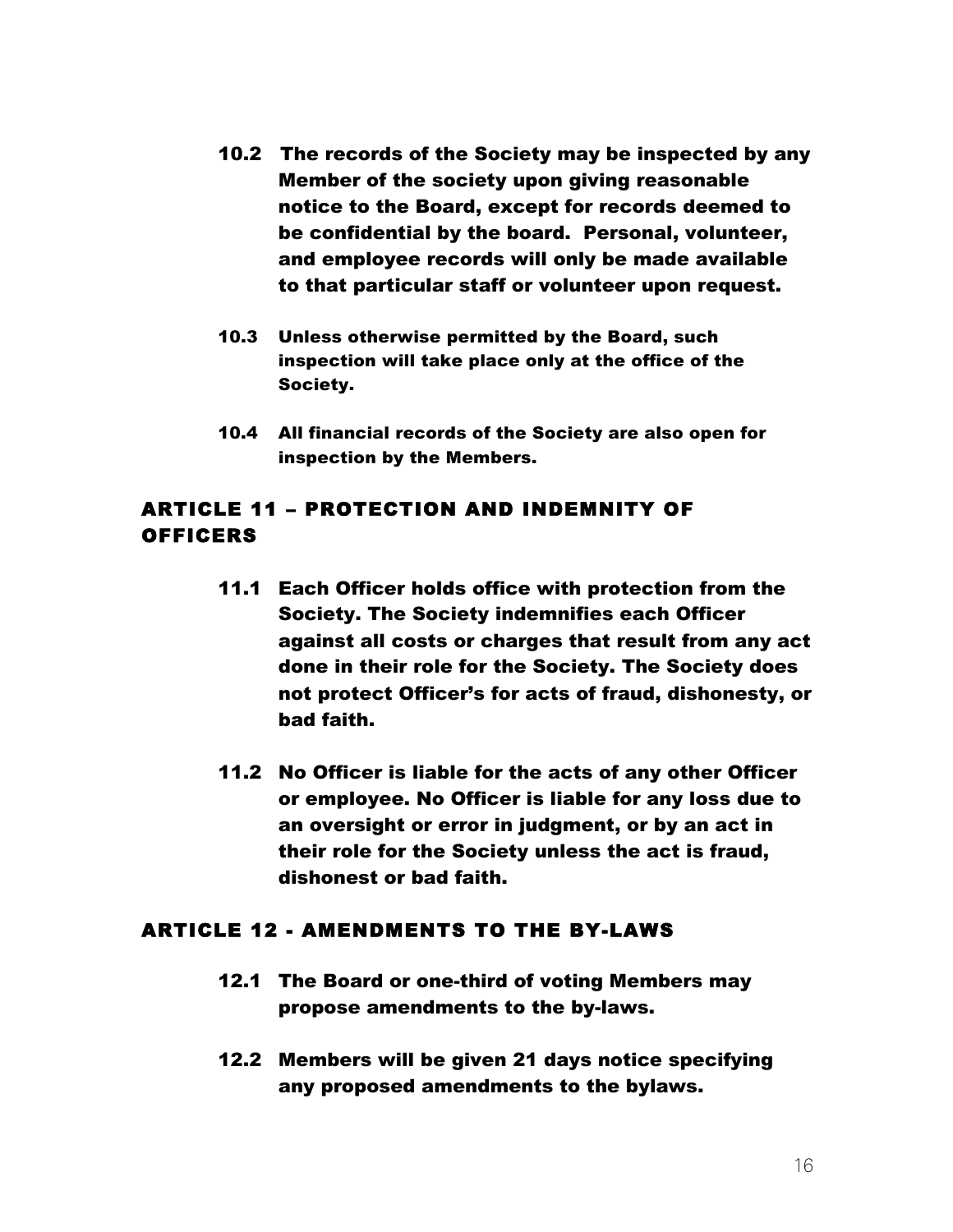10.2 The records of the Society may be inspected by any Member of the society upon giving reasonable notice to the Board, except for records deemed to be confidential by the board. Personal, volunteer, and employee records will only be made available to that particular staff or volunteer upon request.

10.3 Unless otherwise permitted by the Board, such inspection will take place only at the office of the Society.

10.4 All financial records of the Society are also open for inspection by the Members.

## ARTICLE 11 – PROTECTION AND INDEMNITY OF OFFICERS

11.1 Each Officer holds office with protection from the Society. The Society indemnifies each Officer against all costs or charges that result from any act done in their role for the Society. The Society does not protect Officer's for acts of fraud, dishonesty, or bad faith.

11.2 No Officer is liable for the acts of any other Officer or employee. No Officer is liable for any loss due to an oversight or error in judgment, or by an act in their role for the Society unless the act is fraud, dishonest or bad faith.

## ARTICLE 12 - AMENDMENTS TO THE BY-LAWS

12.1 The Board or one-third of voting Members may propose amendments to the by-laws.

12.2 Members will be given 21 days notice specifying any proposed amendments to the bylaws.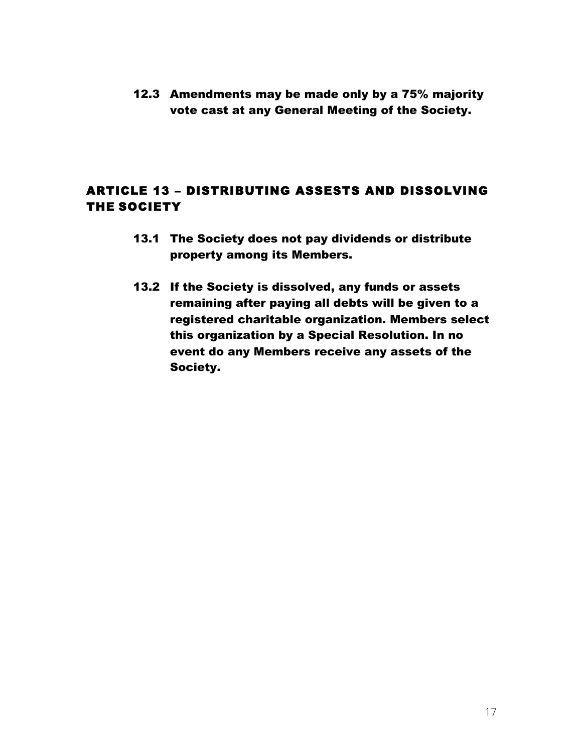12.3 Amendments may be made only by a 75% majority vote cast at any General Meeting of the Society.

## ARTICLE 13 – DISTRIBUTING ASSESTS AND DISSOLVING THE SOCIETY

13.1 The Society does not pay dividends or distribute property among its Members.

13.2 If the Society is dissolved, any funds or assets remaining after paying all debts will be given to a registered charitable organization. Members select this organization by a Special Resolution. In no event do any Members receive any assets of the Society.